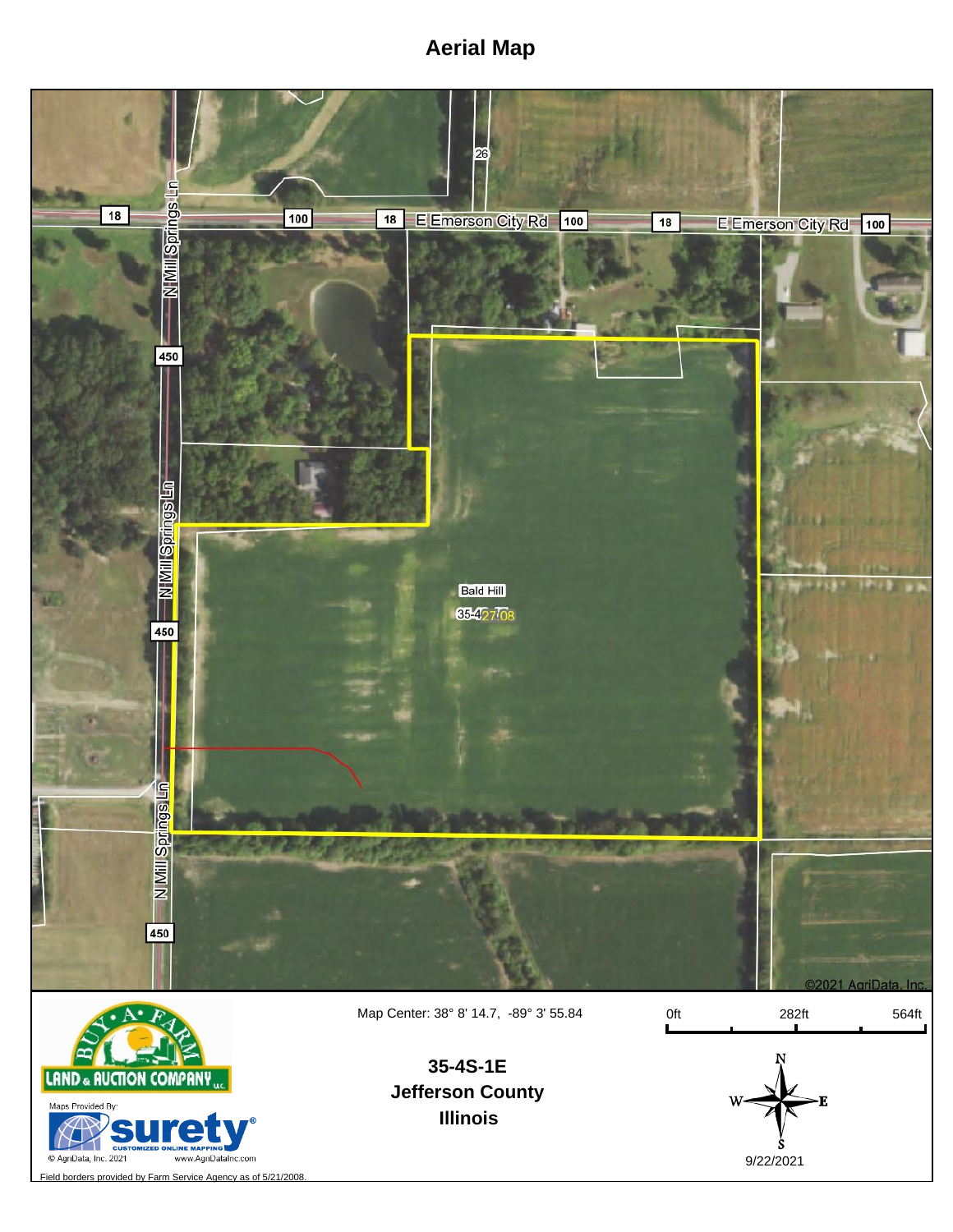# Aerial Map

18
100
18
E Emerson City Rd
100
18
E Emerson City Rd
100
26
N Mill Springs Ln
450
N Mill Springs Ln
450
N Mill Springs Ln
450
Bald Hill
35-4 27.08

©2021 AgriData, Inc.

BUY·A·FARM LAND & AUCTION COMPANY LLC

Maps Provided By: surety® CUSTOMIZED ONLINE MAPPING

© AgriData, Inc. 2021 www.AgriDataInc.com

Map Center: 38° 8' 14.7, -89° 3' 55.84

**35-4S-1E**
**Jefferson County**
**Illinois**

0ft 282ft 564ft

N
W E
S

9/22/2021

Field borders provided by Farm Service Agency as of 5/21/2008.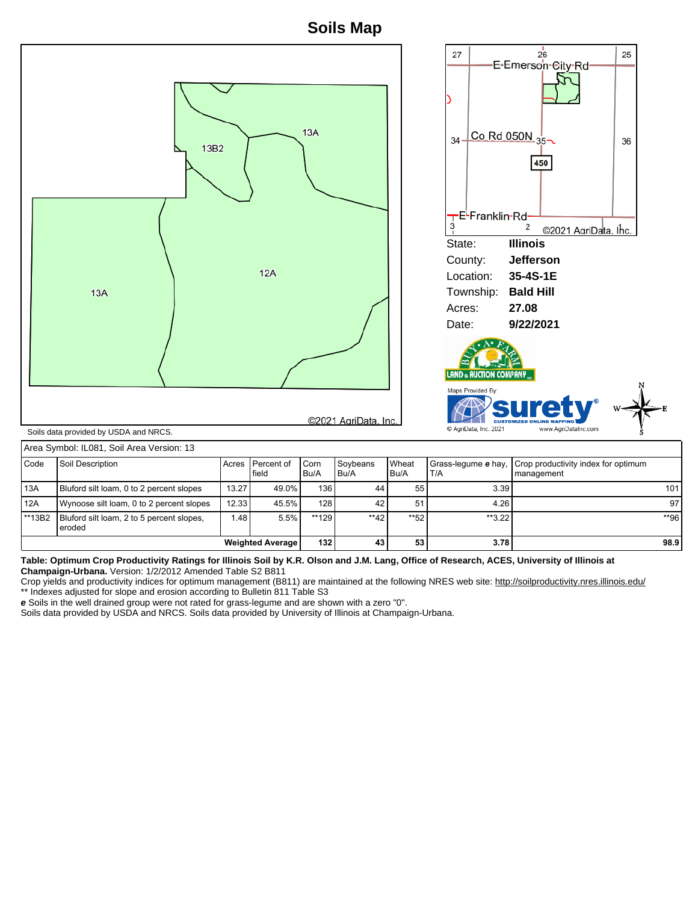# Soils Map

13B2

13A

12A

13A

©2021 AgriData, Inc.

Soils data provided by USDA and NRCS.

27 26 25

E Emerson City Rd

34 Co Rd 050N 35 36

450

E Franklin Rd

3 2 1

©2021 AgriData, Inc.

State: **Illinois**
County: **Jefferson**
Location: **35-4S-1E**
Township: **Bald Hill**
Acres: **27.08**
Date: **9/22/2021**

Maps Provided By: surety CUSTOMIZED ONLINE MAPPING
© AgriData, Inc. 2021 www.AgriDataInc.com

Area Symbol: IL081, Soil Area Version: 13

| Code | Soil Description | Acres | Percent of field | Corn Bu/A | Soybeans Bu/A | Wheat Bu/A | Grass-legume *e* hay, T/A | Crop productivity index for optimum management |
|---|---|---|---|---|---|---|---|---|
| 13A | Bluford silt loam, 0 to 2 percent slopes | 13.27 | 49.0% | 136 | 44 | 55 | 3.39 | 101 |
| 12A | Wynoose silt loam, 0 to 2 percent slopes | 12.33 | 45.5% | 128 | 42 | 51 | 4.26 | 97 |
| **13B2 | Bluford silt loam, 2 to 5 percent slopes, eroded | 1.48 | 5.5% | **129 | **42 | **52 | **3.22 | **96 |
| | | | **Weighted Average** | **132** | **43** | **53** | **3.78** | **98.9** |

**Table: Optimum Crop Productivity Ratings for Illinois Soil by K.R. Olson and J.M. Lang, Office of Research, ACES, University of Illinois at Champaign-Urbana.** Version: 1/2/2012 Amended Table S2 B811

Crop yields and productivity indices for optimum management (B811) are maintained at the following NRES web site: http://soilproductivity.nres.illinois.edu/

** Indexes adjusted for slope and erosion according to Bulletin 811 Table S3

***e*** Soils in the well drained group were not rated for grass-legume and are shown with a zero "0".

Soils data provided by USDA and NRCS. Soils data provided by University of Illinois at Champaign-Urbana.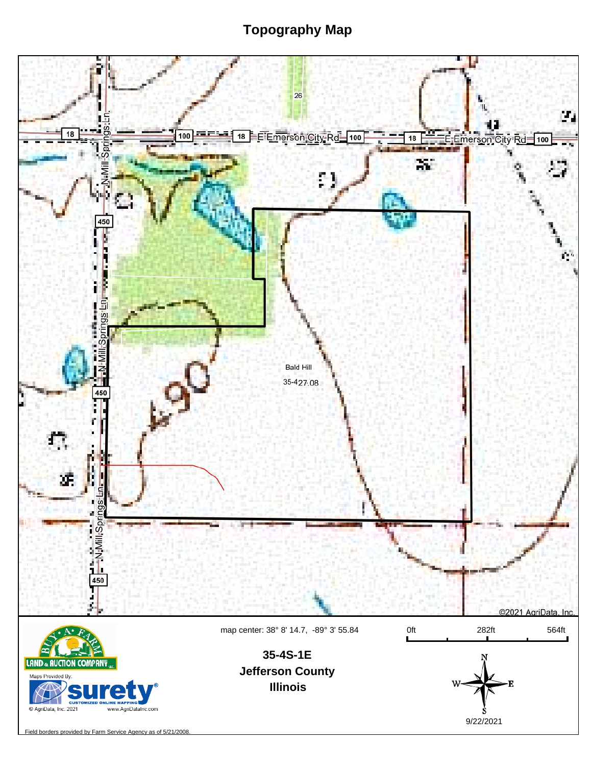# Topography Map

26

18 | 100 | 18 | E Emerson City Rd | 100 | 18 | E Emerson City Rd | 100

N Mill Springs Ln

450

Bald Hill

35-427.08

490

©2021 AgriData, Inc.

map center: 38° 8' 14.7, -89° 3' 55.84

0ft 282ft 564ft

**35-4S-1E**

**Jefferson County**

**Illinois**

N

W E

S

9/22/2021

BUY-A-FARM LAND & AUCTION COMPANY LLC.

Maps Provided By:

surety® CUSTOMIZED ONLINE MAPPING

© AgriData, Inc. 2021 www.AgriDataInc.com

Field borders provided by Farm Service Agency as of 5/21/2008.